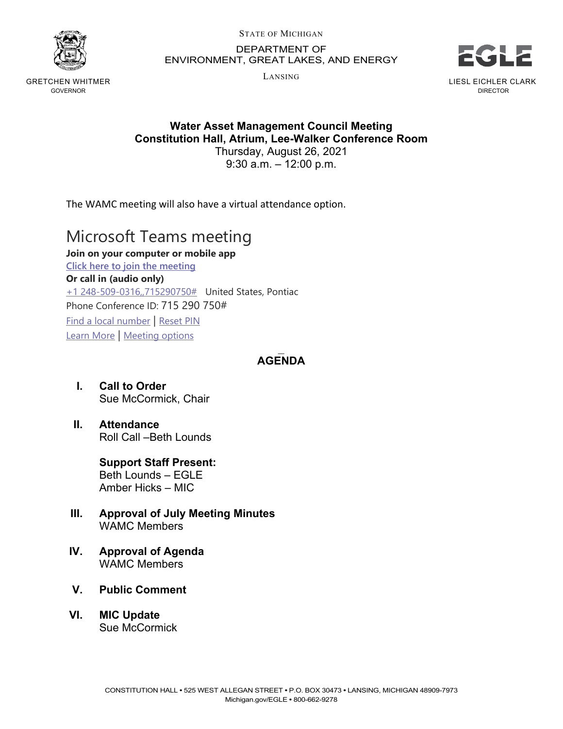STATE OF MICHIGAN

DEPARTMENT OF
ENVIRONMENT, GREAT LAKES, AND ENERGY

LANSING

GRETCHEN WHITMER
GOVERNOR

LIESL EICHLER CLARK
DIRECTOR

**Water Asset Management Council Meeting**
**Constitution Hall, Atrium, Lee-Walker Conference Room**
Thursday, August 26, 2021
9:30 a.m. – 12:00 p.m.

The WAMC meeting will also have a virtual attendance option.

## Microsoft Teams meeting

**Join on your computer or mobile app**

Click here to join the meeting

**Or call in (audio only)**

+1 248-509-0316,,715290750# United States, Pontiac

Phone Conference ID: 715 290 750#

Find a local number | Reset PIN

Learn More | Meeting options

## AGENDA

I. **Call to Order**
Sue McCormick, Chair

II. **Attendance**
Roll Call –Beth Lounds

**Support Staff Present:**
Beth Lounds – EGLE
Amber Hicks – MIC

III. **Approval of July Meeting Minutes**
WAMC Members

IV. **Approval of Agenda**
WAMC Members

V. **Public Comment**

VI. **MIC Update**
Sue McCormick

CONSTITUTION HALL • 525 WEST ALLEGAN STREET • P.O. BOX 30473 • LANSING, MICHIGAN 48909-7973
Michigan.gov/EGLE • 800-662-9278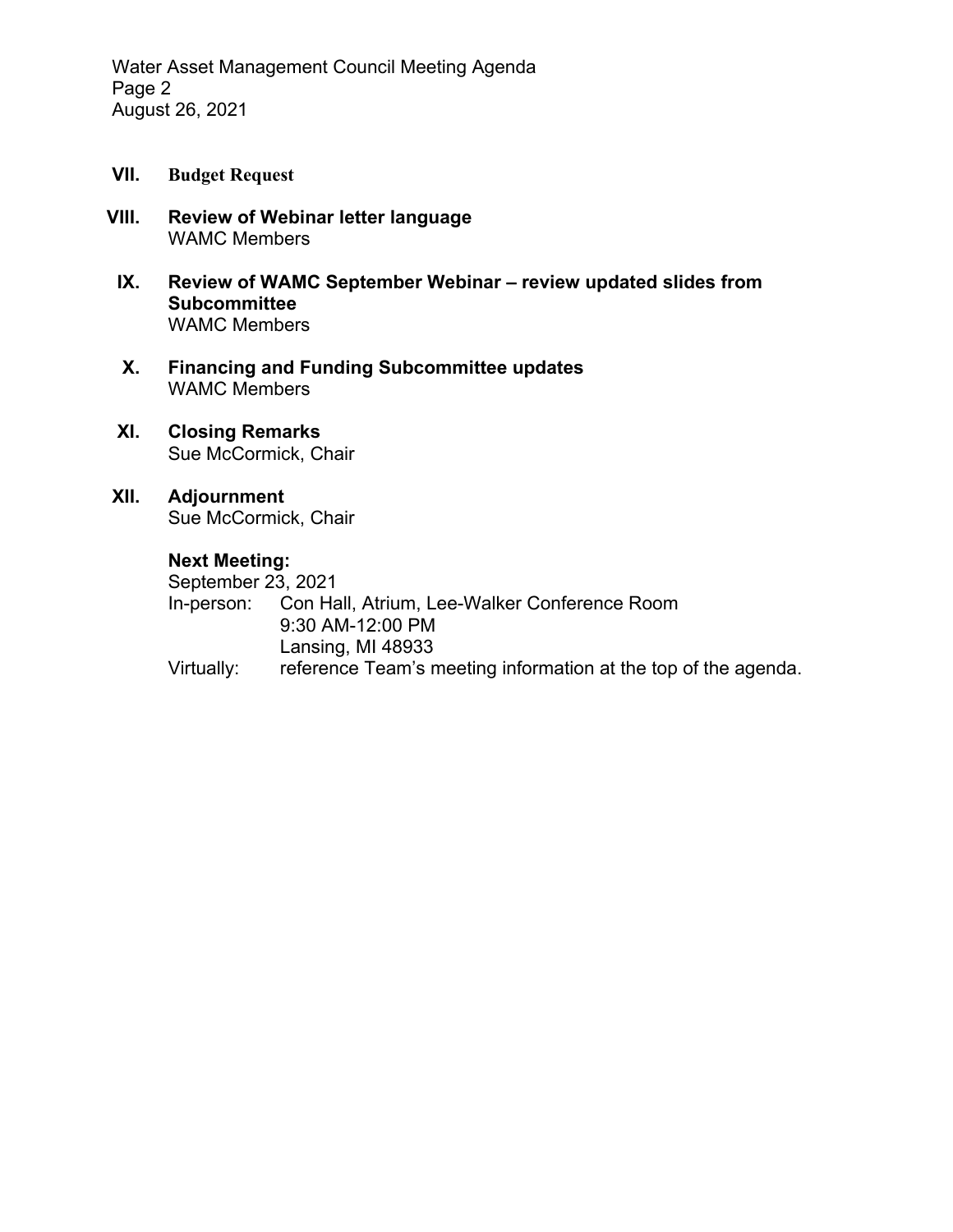**VII. Budget Request**

**VIII. Review of Webinar letter language**
WAMC Members

**IX. Review of WAMC September Webinar – review updated slides from Subcommittee**
WAMC Members

**X. Financing and Funding Subcommittee updates**
WAMC Members

**XI. Closing Remarks**
Sue McCormick, Chair

**XII. Adjournment**
Sue McCormick, Chair

**Next Meeting:**
September 23, 2021
In-person: Con Hall, Atrium, Lee-Walker Conference Room
9:30 AM-12:00 PM
Lansing, MI 48933
Virtually: reference Team's meeting information at the top of the agenda.